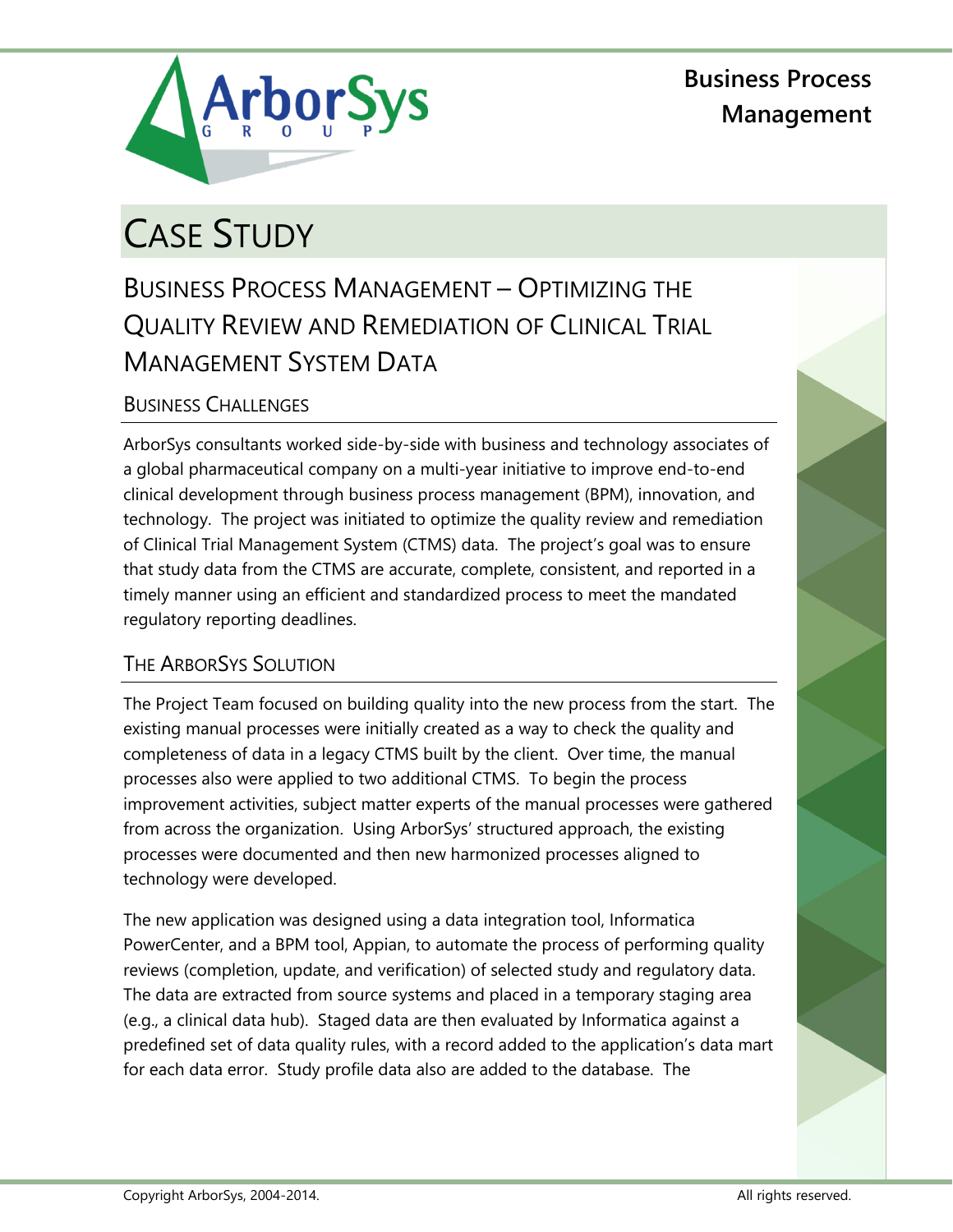**Business Process Management**

# Case Study

## Business Process Management – Optimizing the Quality Review and Remediation of Clinical Trial Management System Data

### Business Challenges

ArborSys consultants worked side-by-side with business and technology associates of a global pharmaceutical company on a multi-year initiative to improve end-to-end clinical development through business process management (BPM), innovation, and technology. The project was initiated to optimize the quality review and remediation of Clinical Trial Management System (CTMS) data. The project's goal was to ensure that study data from the CTMS are accurate, complete, consistent, and reported in a timely manner using an efficient and standardized process to meet the mandated regulatory reporting deadlines.

### The ArborSys Solution

The Project Team focused on building quality into the new process from the start. The existing manual processes were initially created as a way to check the quality and completeness of data in a legacy CTMS built by the client. Over time, the manual processes also were applied to two additional CTMS. To begin the process improvement activities, subject matter experts of the manual processes were gathered from across the organization. Using ArborSys' structured approach, the existing processes were documented and then new harmonized processes aligned to technology were developed.

The new application was designed using a data integration tool, Informatica PowerCenter, and a BPM tool, Appian, to automate the process of performing quality reviews (completion, update, and verification) of selected study and regulatory data. The data are extracted from source systems and placed in a temporary staging area (e.g., a clinical data hub). Staged data are then evaluated by Informatica against a predefined set of data quality rules, with a record added to the application's data mart for each data error. Study profile data also are added to the database. The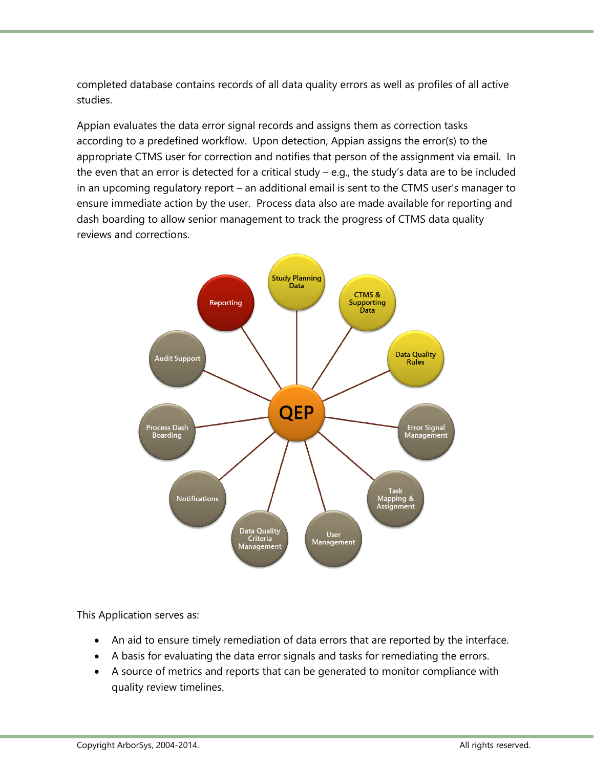completed database contains records of all data quality errors as well as profiles of all active studies.

Appian evaluates the data error signal records and assigns them as correction tasks according to a predefined workflow. Upon detection, Appian assigns the error(s) to the appropriate CTMS user for correction and notifies that person of the assignment via email. In the even that an error is detected for a critical study – e.g., the study's data are to be included in an upcoming regulatory report – an additional email is sent to the CTMS user's manager to ensure immediate action by the user. Process data also are made available for reporting and dash boarding to allow senior management to track the progress of CTMS data quality reviews and corrections.

This Application serves as:

- An aid to ensure timely remediation of data errors that are reported by the interface.
- A basis for evaluating the data error signals and tasks for remediating the errors.
- A source of metrics and reports that can be generated to monitor compliance with quality review timelines.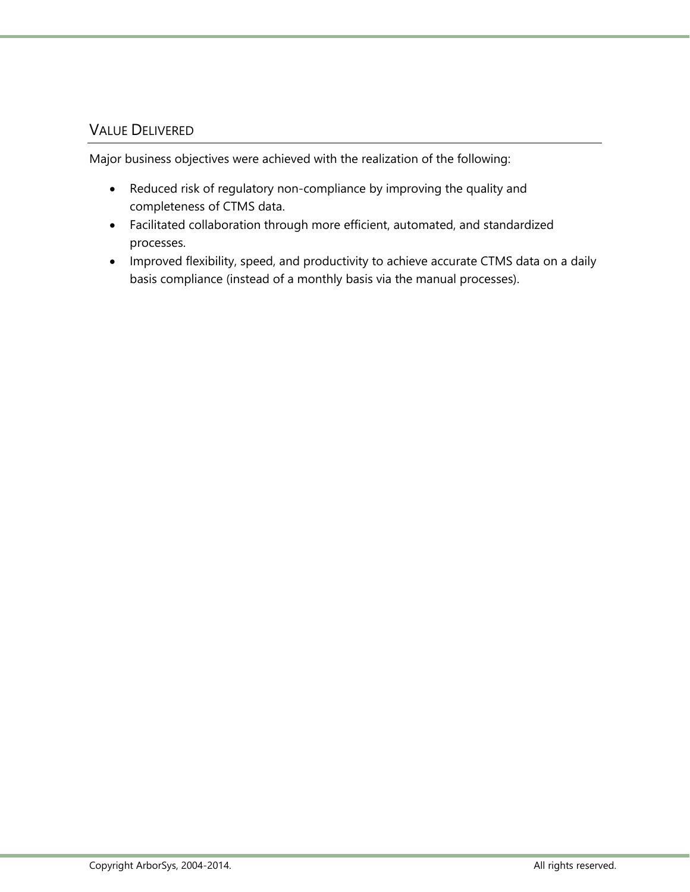## Value Delivered

Major business objectives were achieved with the realization of the following:

- Reduced risk of regulatory non-compliance by improving the quality and completeness of CTMS data.
- Facilitated collaboration through more efficient, automated, and standardized processes.
- Improved flexibility, speed, and productivity to achieve accurate CTMS data on a daily basis compliance (instead of a monthly basis via the manual processes).